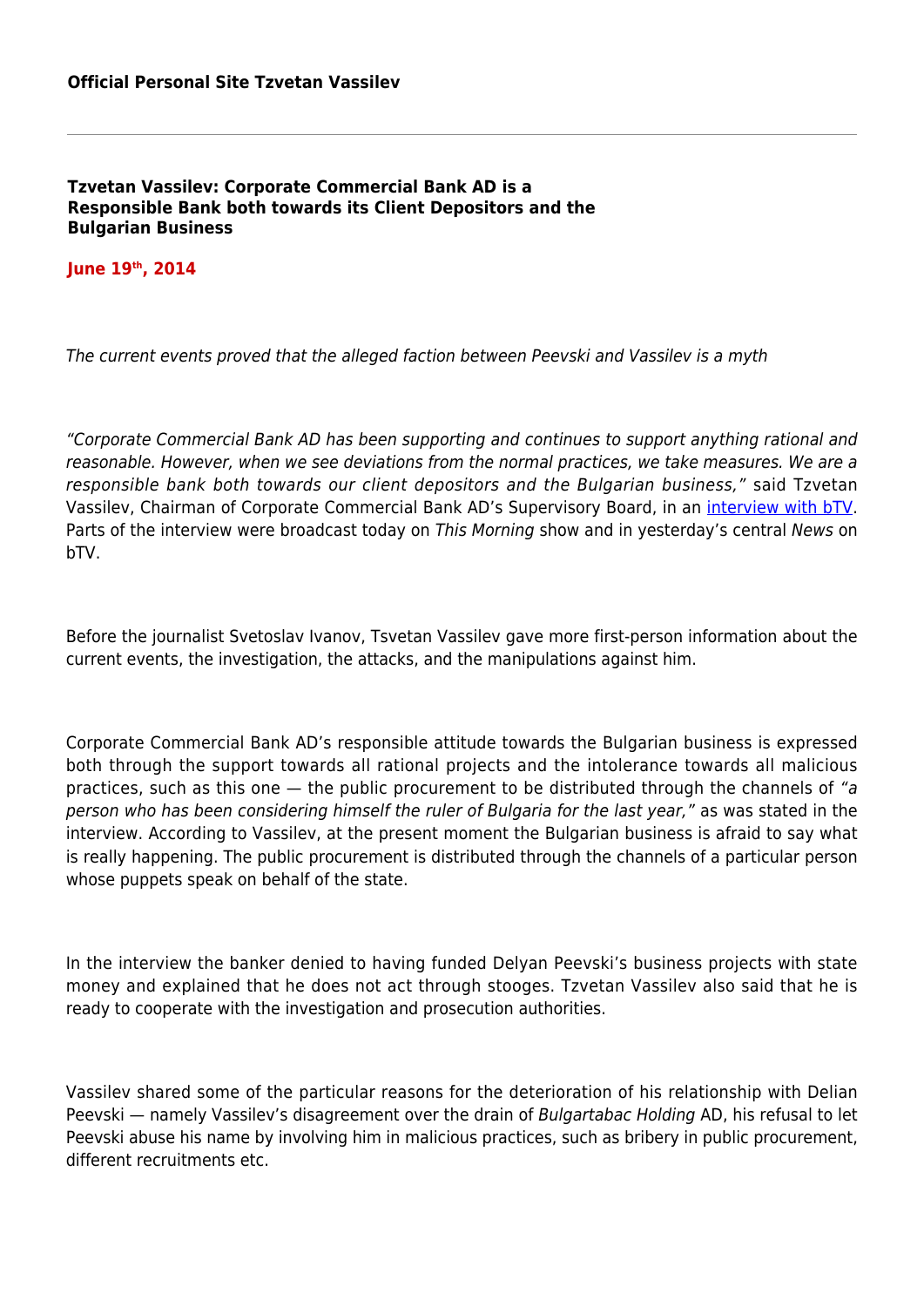**Official Personal Site Tzvetan Vassilev**

---

# Tzvetan Vassilev: Corporate Commercial Bank AD is a Responsible Bank both towards its Client Depositors and the Bulgarian Business

**June 19th, 2014**

*The current events proved that the alleged faction between Peevski and Vassilev is a myth*

*"Corporate Commercial Bank AD has been supporting and continues to support anything rational and reasonable. However, when we see deviations from the normal practices, we take measures. We are a responsible bank both towards our client depositors and the Bulgarian business,"* said Tzvetan Vassilev, Chairman of Corporate Commercial Bank AD's Supervisory Board, in an interview with bTV. Parts of the interview were broadcast today on *This Morning* show and in yesterday's central *News* on bTV.

Before the journalist Svetoslav Ivanov, Tsvetan Vassilev gave more first-person information about the current events, the investigation, the attacks, and the manipulations against him.

Corporate Commercial Bank AD's responsible attitude towards the Bulgarian business is expressed both through the support towards all rational projects and the intolerance towards all malicious practices, such as this one — the public procurement to be distributed through the channels of *"a person who has been considering himself the ruler of Bulgaria for the last year,"* as was stated in the interview. According to Vassilev, at the present moment the Bulgarian business is afraid to say what is really happening. The public procurement is distributed through the channels of a particular person whose puppets speak on behalf of the state.

In the interview the banker denied to having funded Delyan Peevski's business projects with state money and explained that he does not act through stooges. Tzvetan Vassilev also said that he is ready to cooperate with the investigation and prosecution authorities.

Vassilev shared some of the particular reasons for the deterioration of his relationship with Delian Peevski — namely Vassilev's disagreement over the drain of *Bulgartabac Holding* AD, his refusal to let Peevski abuse his name by involving him in malicious practices, such as bribery in public procurement, different recruitments etc.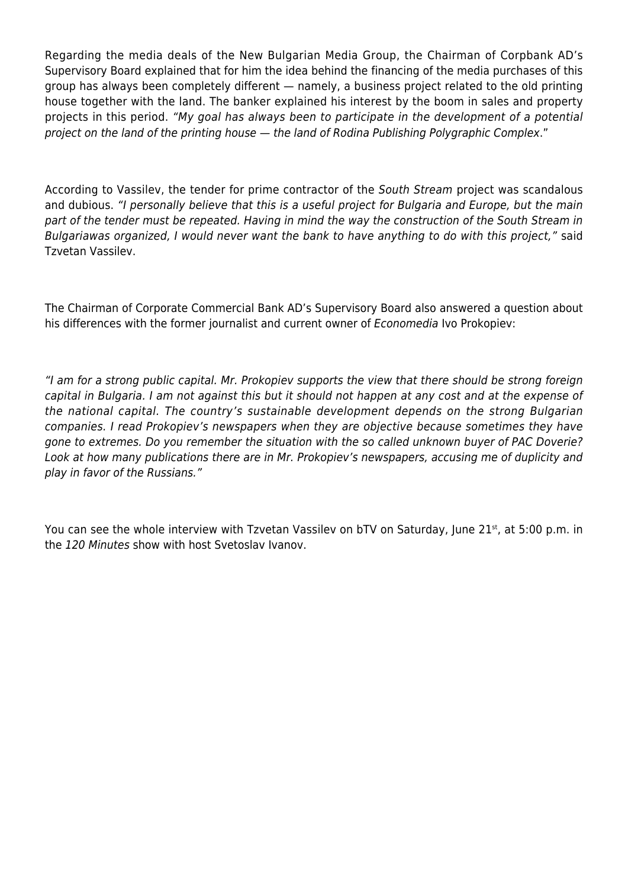Regarding the media deals of the New Bulgarian Media Group, the Chairman of Corpbank AD's Supervisory Board explained that for him the idea behind the financing of the media purchases of this group has always been completely different — namely, a business project related to the old printing house together with the land. The banker explained his interest by the boom in sales and property projects in this period. *"My goal has always been to participate in the development of a potential project on the land of the printing house — the land of Rodina Publishing Polygraphic Complex*."

According to Vassilev, the tender for prime contractor of the *South Stream* project was scandalous and dubious. *"I personally believe that this is a useful project for Bulgaria and Europe, but the main part of the tender must be repeated. Having in mind the way the construction of the South Stream in Bulgariawas organized, I would never want the bank to have anything to do with this project,"* said Tzvetan Vassilev.

The Chairman of Corporate Commercial Bank AD's Supervisory Board also answered a question about his differences with the former journalist and current owner of *Economedia* Ivo Prokopiev:

*"I am for a strong public capital. Mr. Prokopiev supports the view that there should be strong foreign capital in Bulgaria. I am not against this but it should not happen at any cost and at the expense of the national capital. The country's sustainable development depends on the strong Bulgarian companies. I read Prokopiev's newspapers when they are objective because sometimes they have gone to extremes. Do you remember the situation with the so called unknown buyer of PAC Doverie? Look at how many publications there are in Mr. Prokopiev's newspapers, accusing me of duplicity and play in favor of the Russians."*

You can see the whole interview with Tzvetan Vassilev on bTV on Saturday, June 21st, at 5:00 p.m. in the *120 Minutes* show with host Svetoslav Ivanov.